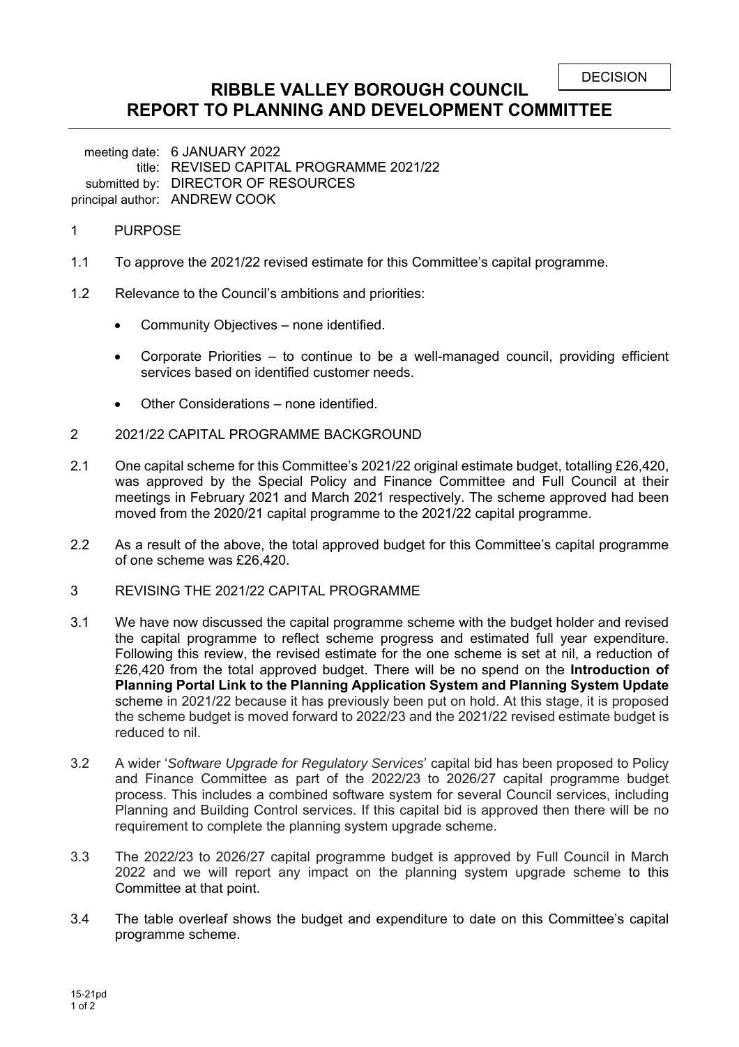DECISION

# RIBBLE VALLEY BOROUGH COUNCIL
# REPORT TO PLANNING AND DEVELOPMENT COMMITTEE

meeting date: 6 JANUARY 2022
title: REVISED CAPITAL PROGRAMME 2021/22
submitted by: DIRECTOR OF RESOURCES
principal author: ANDREW COOK

1 PURPOSE

1.1 To approve the 2021/22 revised estimate for this Committee's capital programme.

1.2 Relevance to the Council's ambitions and priorities:

- Community Objectives – none identified.
- Corporate Priorities – to continue to be a well-managed council, providing efficient services based on identified customer needs.
- Other Considerations – none identified.

2 2021/22 CAPITAL PROGRAMME BACKGROUND

2.1 One capital scheme for this Committee's 2021/22 original estimate budget, totalling £26,420, was approved by the Special Policy and Finance Committee and Full Council at their meetings in February 2021 and March 2021 respectively. The scheme approved had been moved from the 2020/21 capital programme to the 2021/22 capital programme.

2.2 As a result of the above, the total approved budget for this Committee's capital programme of one scheme was £26,420.

3 REVISING THE 2021/22 CAPITAL PROGRAMME

3.1 We have now discussed the capital programme scheme with the budget holder and revised the capital programme to reflect scheme progress and estimated full year expenditure. Following this review, the revised estimate for the one scheme is set at nil, a reduction of £26,420 from the total approved budget. There will be no spend on the **Introduction of Planning Portal Link to the Planning Application System and Planning System Update** scheme in 2021/22 because it has previously been put on hold. At this stage, it is proposed the scheme budget is moved forward to 2022/23 and the 2021/22 revised estimate budget is reduced to nil.

3.2 A wider '*Software Upgrade for Regulatory Services*' capital bid has been proposed to Policy and Finance Committee as part of the 2022/23 to 2026/27 capital programme budget process. This includes a combined software system for several Council services, including Planning and Building Control services. If this capital bid is approved then there will be no requirement to complete the planning system upgrade scheme.

3.3 The 2022/23 to 2026/27 capital programme budget is approved by Full Council in March 2022 and we will report any impact on the planning system upgrade scheme to this Committee at that point.

3.4 The table overleaf shows the budget and expenditure to date on this Committee's capital programme scheme.

15-21pd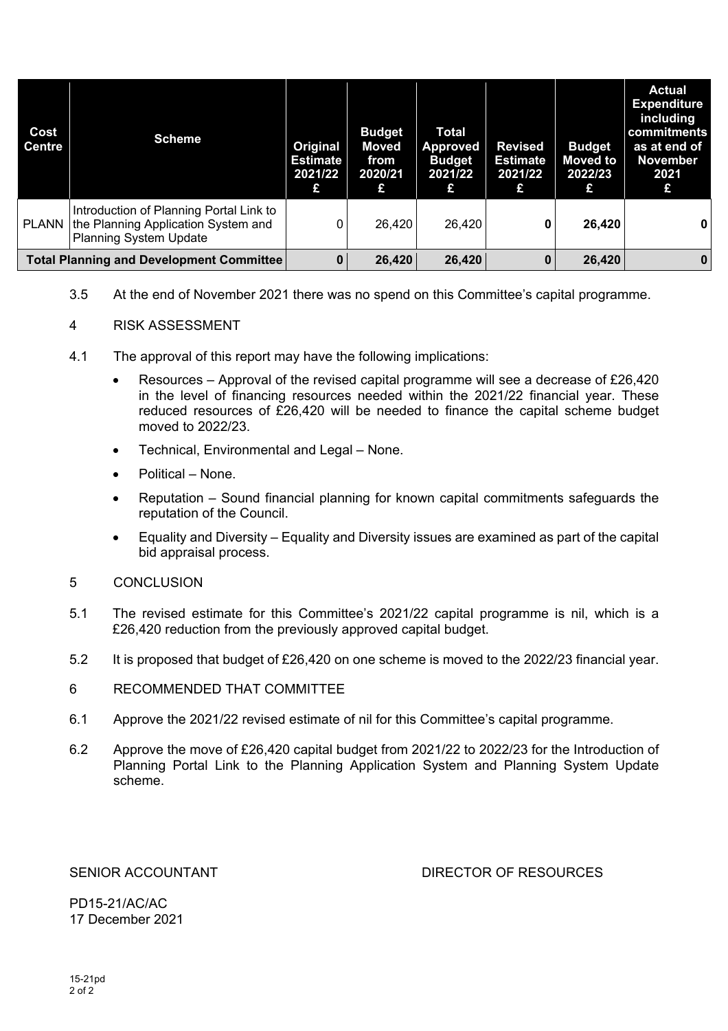| Cost Centre | Scheme | Original Estimate 2021/22 £ | Budget Moved from 2020/21 £ | Total Approved Budget 2021/22 £ | Revised Estimate 2021/22 £ | Budget Moved to 2022/23 £ | Actual Expenditure including commitments as at end of November 2021 £ |
|---|---|---|---|---|---|---|---|
| PLANN | Introduction of Planning Portal Link to the Planning Application System and Planning System Update | 0 | 26,420 | 26,420 | **0** | **26,420** | **0** |
| **Total Planning and Development Committee** | | **0** | **26,420** | **26,420** | **0** | **26,420** | **0** |

3.5 At the end of November 2021 there was no spend on this Committee's capital programme.

## 4 RISK ASSESSMENT

4.1 The approval of this report may have the following implications:

- Resources – Approval of the revised capital programme will see a decrease of £26,420 in the level of financing resources needed within the 2021/22 financial year. These reduced resources of £26,420 will be needed to finance the capital scheme budget moved to 2022/23.
- Technical, Environmental and Legal – None.
- Political – None.
- Reputation – Sound financial planning for known capital commitments safeguards the reputation of the Council.
- Equality and Diversity – Equality and Diversity issues are examined as part of the capital bid appraisal process.

## 5 CONCLUSION

5.1 The revised estimate for this Committee's 2021/22 capital programme is nil, which is a £26,420 reduction from the previously approved capital budget.

5.2 It is proposed that budget of £26,420 on one scheme is moved to the 2022/23 financial year.

## 6 RECOMMENDED THAT COMMITTEE

6.1 Approve the 2021/22 revised estimate of nil for this Committee's capital programme.

6.2 Approve the move of £26,420 capital budget from 2021/22 to 2022/23 for the Introduction of Planning Portal Link to the Planning Application System and Planning System Update scheme.

SENIOR ACCOUNTANT DIRECTOR OF RESOURCES

PD15-21/AC/AC
17 December 2021